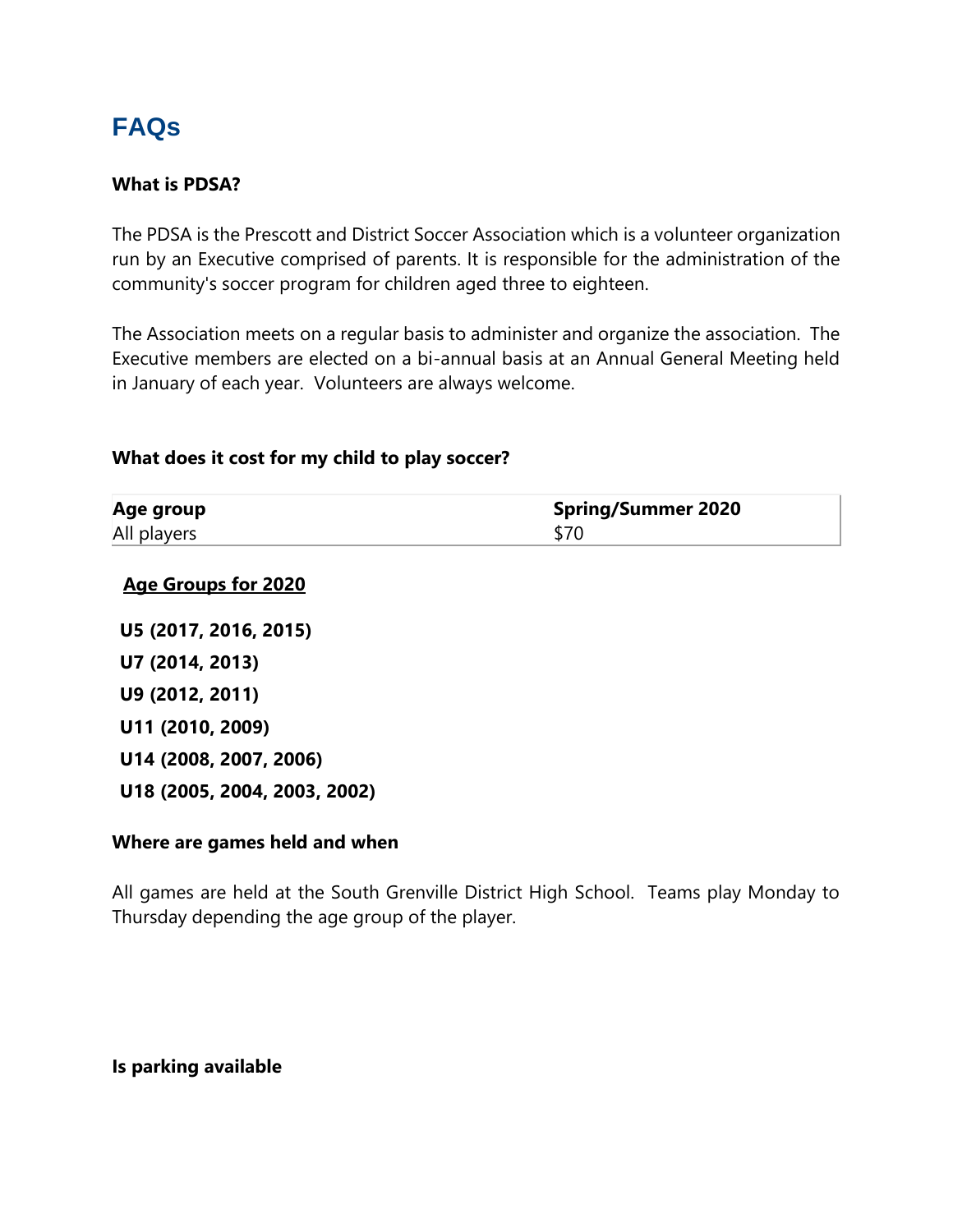# FAQs

**What is PDSA?**

The PDSA is the Prescott and District Soccer Association which is a volunteer organization run by an Executive comprised of parents. It is responsible for the administration of the community's soccer program for children aged three to eighteen.

The Association meets on a regular basis to administer and organize the association. The Executive members are elected on a bi-annual basis at an Annual General Meeting held in January of each year. Volunteers are always welcome.

**What does it cost for my child to play soccer?**

| Age group | Spring/Summer 2020 |
|---|---|
| All players | $70 |

**Age Groups for 2020**

**U5 (2017, 2016, 2015)**

**U7 (2014, 2013)**

**U9 (2012, 2011)**

**U11 (2010, 2009)**

**U14 (2008, 2007, 2006)**

**U18 (2005, 2004, 2003, 2002)**

**Where are games held and when**

All games are held at the South Grenville District High School. Teams play Monday to Thursday depending the age group of the player.

**Is parking available**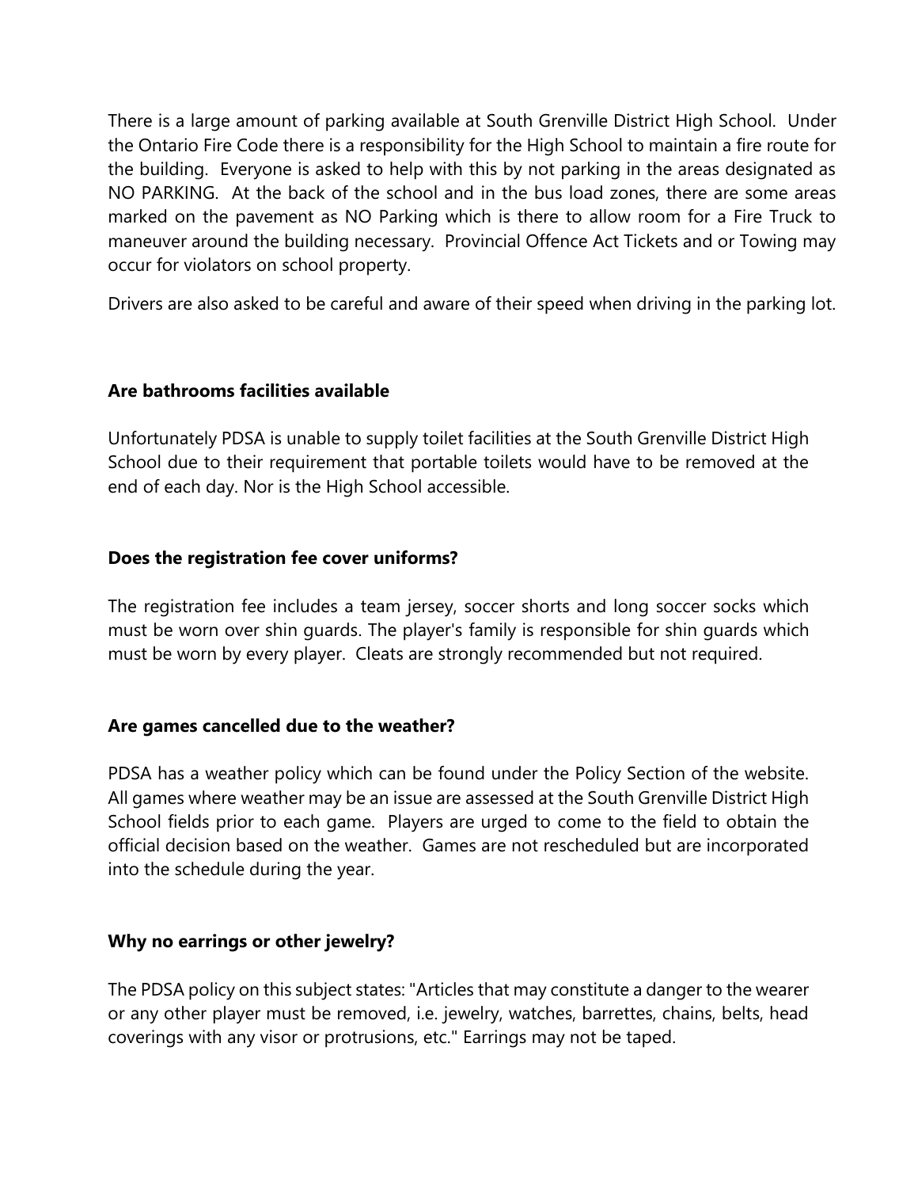There is a large amount of parking available at South Grenville District High School. Under the Ontario Fire Code there is a responsibility for the High School to maintain a fire route for the building. Everyone is asked to help with this by not parking in the areas designated as NO PARKING. At the back of the school and in the bus load zones, there are some areas marked on the pavement as NO Parking which is there to allow room for a Fire Truck to maneuver around the building necessary. Provincial Offence Act Tickets and or Towing may occur for violators on school property.

Drivers are also asked to be careful and aware of their speed when driving in the parking lot.

**Are bathrooms facilities available**

Unfortunately PDSA is unable to supply toilet facilities at the South Grenville District High School due to their requirement that portable toilets would have to be removed at the end of each day. Nor is the High School accessible.

**Does the registration fee cover uniforms?**

The registration fee includes a team jersey, soccer shorts and long soccer socks which must be worn over shin guards. The player's family is responsible for shin guards which must be worn by every player. Cleats are strongly recommended but not required.

**Are games cancelled due to the weather?**

PDSA has a weather policy which can be found under the Policy Section of the website. All games where weather may be an issue are assessed at the South Grenville District High School fields prior to each game. Players are urged to come to the field to obtain the official decision based on the weather. Games are not rescheduled but are incorporated into the schedule during the year.

**Why no earrings or other jewelry?**

The PDSA policy on this subject states: "Articles that may constitute a danger to the wearer or any other player must be removed, i.e. jewelry, watches, barrettes, chains, belts, head coverings with any visor or protrusions, etc." Earrings may not be taped.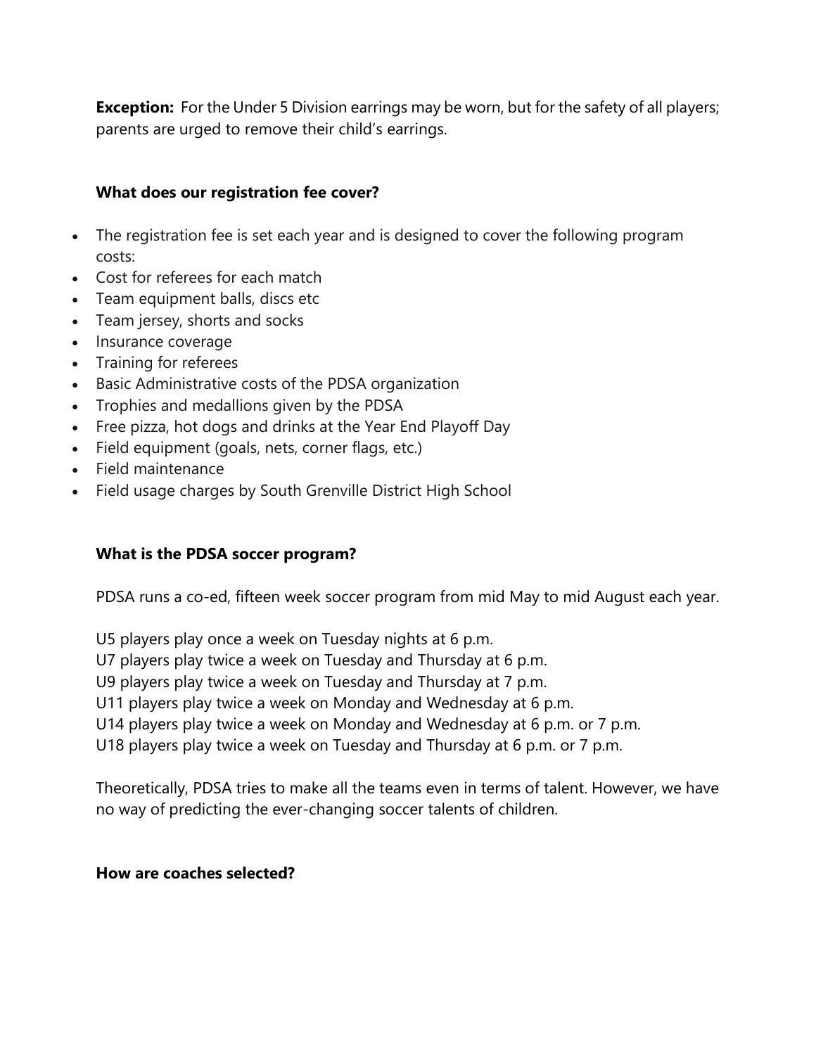**Exception:** For the Under 5 Division earrings may be worn, but for the safety of all players; parents are urged to remove their child's earrings.

**What does our registration fee cover?**

- The registration fee is set each year and is designed to cover the following program costs:
- Cost for referees for each match
- Team equipment balls, discs etc
- Team jersey, shorts and socks
- Insurance coverage
- Training for referees
- Basic Administrative costs of the PDSA organization
- Trophies and medallions given by the PDSA
- Free pizza, hot dogs and drinks at the Year End Playoff Day
- Field equipment (goals, nets, corner flags, etc.)
- Field maintenance
- Field usage charges by South Grenville District High School

**What is the PDSA soccer program?**

PDSA runs a co-ed, fifteen week soccer program from mid May to mid August each year.

U5 players play once a week on Tuesday nights at 6 p.m.
U7 players play twice a week on Tuesday and Thursday at 6 p.m.
U9 players play twice a week on Tuesday and Thursday at 7 p.m.
U11 players play twice a week on Monday and Wednesday at 6 p.m.
U14 players play twice a week on Monday and Wednesday at 6 p.m. or 7 p.m.
U18 players play twice a week on Tuesday and Thursday at 6 p.m. or 7 p.m.

Theoretically, PDSA tries to make all the teams even in terms of talent. However, we have no way of predicting the ever-changing soccer talents of children.

**How are coaches selected?**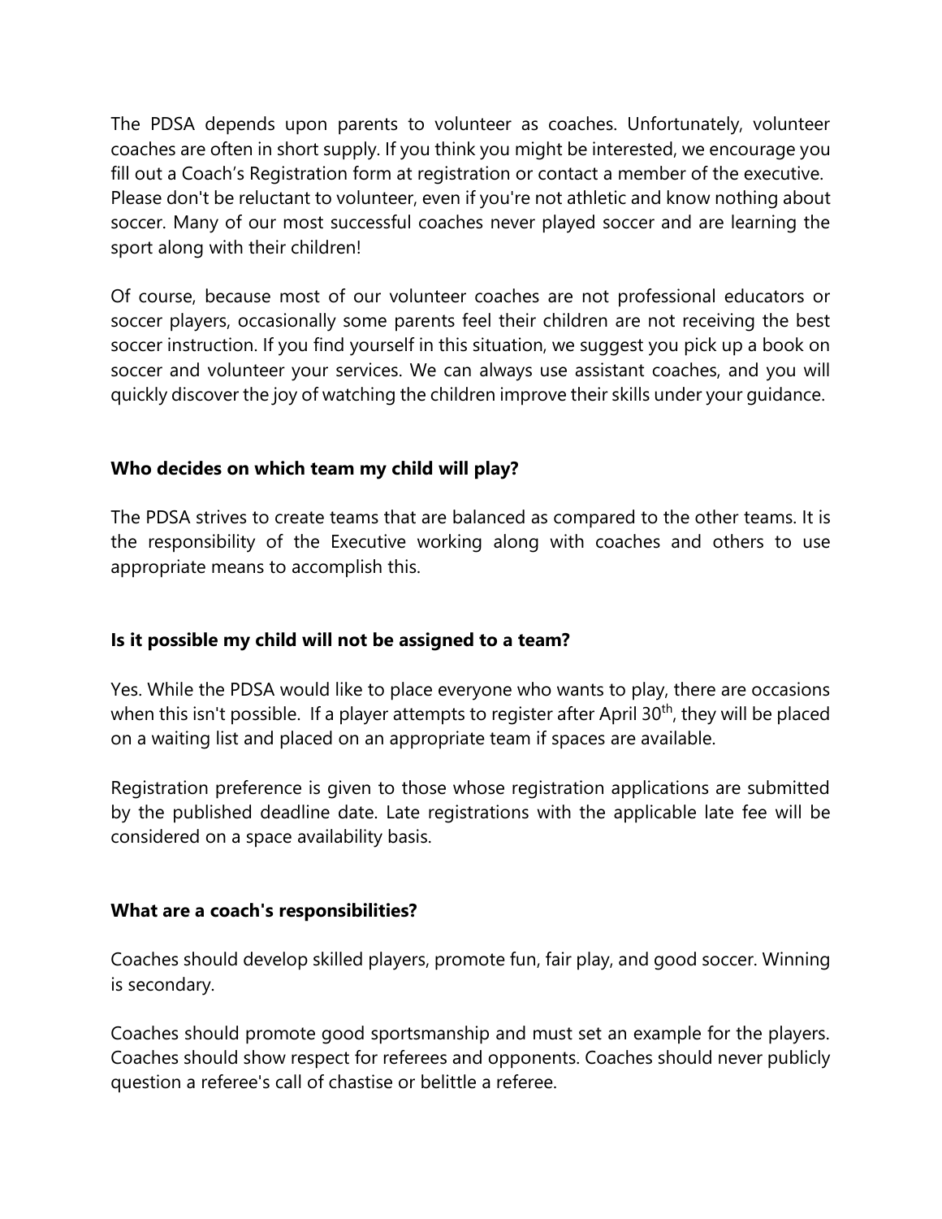The PDSA depends upon parents to volunteer as coaches. Unfortunately, volunteer coaches are often in short supply. If you think you might be interested, we encourage you fill out a Coach's Registration form at registration or contact a member of the executive. Please don't be reluctant to volunteer, even if you're not athletic and know nothing about soccer. Many of our most successful coaches never played soccer and are learning the sport along with their children!

Of course, because most of our volunteer coaches are not professional educators or soccer players, occasionally some parents feel their children are not receiving the best soccer instruction. If you find yourself in this situation, we suggest you pick up a book on soccer and volunteer your services. We can always use assistant coaches, and you will quickly discover the joy of watching the children improve their skills under your guidance.

**Who decides on which team my child will play?**

The PDSA strives to create teams that are balanced as compared to the other teams. It is the responsibility of the Executive working along with coaches and others to use appropriate means to accomplish this.

**Is it possible my child will not be assigned to a team?**

Yes. While the PDSA would like to place everyone who wants to play, there are occasions when this isn't possible. If a player attempts to register after April 30th, they will be placed on a waiting list and placed on an appropriate team if spaces are available.

Registration preference is given to those whose registration applications are submitted by the published deadline date. Late registrations with the applicable late fee will be considered on a space availability basis.

**What are a coach's responsibilities?**

Coaches should develop skilled players, promote fun, fair play, and good soccer. Winning is secondary.

Coaches should promote good sportsmanship and must set an example for the players. Coaches should show respect for referees and opponents. Coaches should never publicly question a referee's call of chastise or belittle a referee.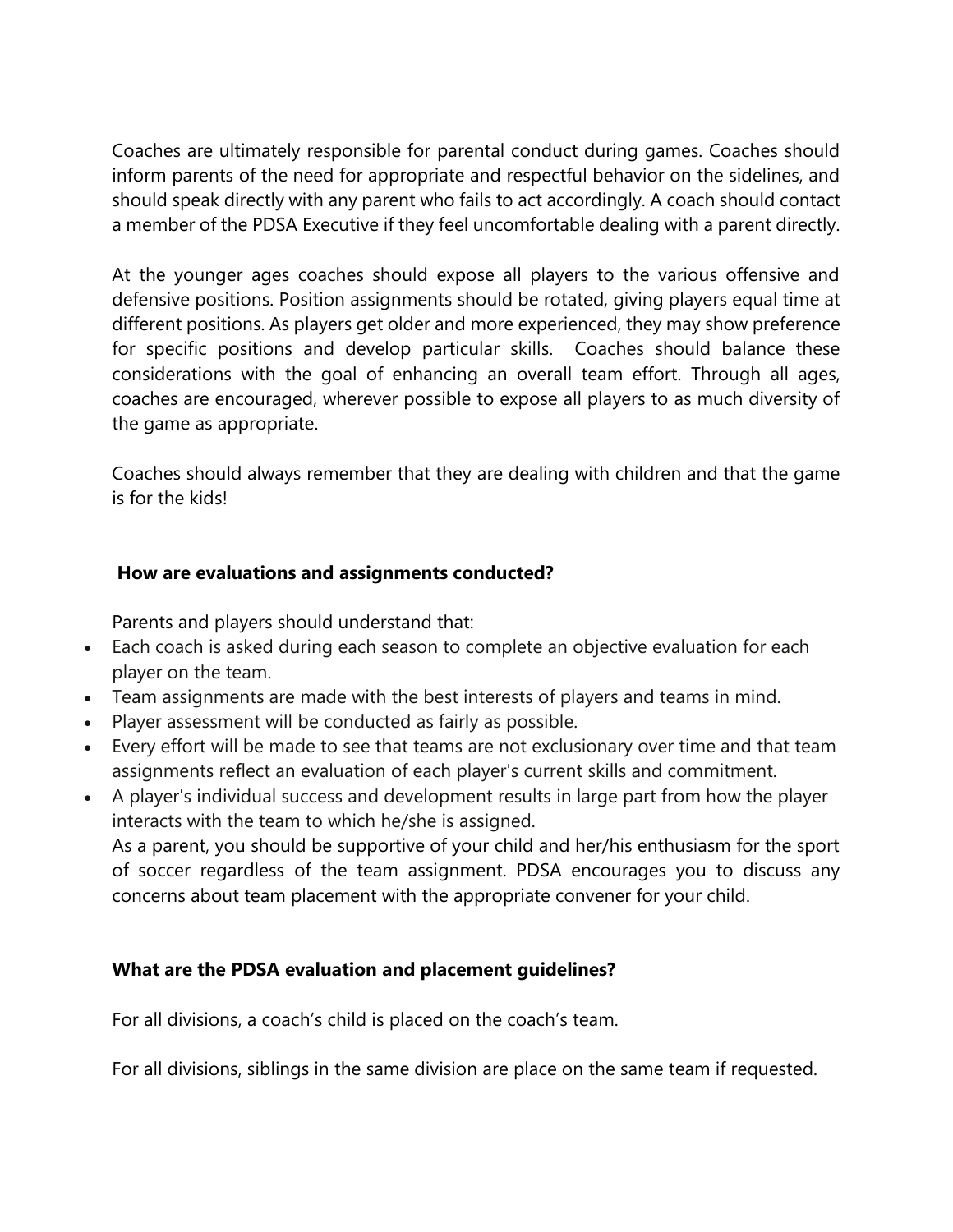Coaches are ultimately responsible for parental conduct during games. Coaches should inform parents of the need for appropriate and respectful behavior on the sidelines, and should speak directly with any parent who fails to act accordingly. A coach should contact a member of the PDSA Executive if they feel uncomfortable dealing with a parent directly.

At the younger ages coaches should expose all players to the various offensive and defensive positions. Position assignments should be rotated, giving players equal time at different positions. As players get older and more experienced, they may show preference for specific positions and develop particular skills. Coaches should balance these considerations with the goal of enhancing an overall team effort. Through all ages, coaches are encouraged, wherever possible to expose all players to as much diversity of the game as appropriate.

Coaches should always remember that they are dealing with children and that the game is for the kids!

**How are evaluations and assignments conducted?**

Parents and players should understand that:

- Each coach is asked during each season to complete an objective evaluation for each player on the team.
- Team assignments are made with the best interests of players and teams in mind.
- Player assessment will be conducted as fairly as possible.
- Every effort will be made to see that teams are not exclusionary over time and that team assignments reflect an evaluation of each player's current skills and commitment.
- A player's individual success and development results in large part from how the player interacts with the team to which he/she is assigned.
  As a parent, you should be supportive of your child and her/his enthusiasm for the sport of soccer regardless of the team assignment. PDSA encourages you to discuss any concerns about team placement with the appropriate convener for your child.

**What are the PDSA evaluation and placement guidelines?**

For all divisions, a coach's child is placed on the coach's team.

For all divisions, siblings in the same division are place on the same team if requested.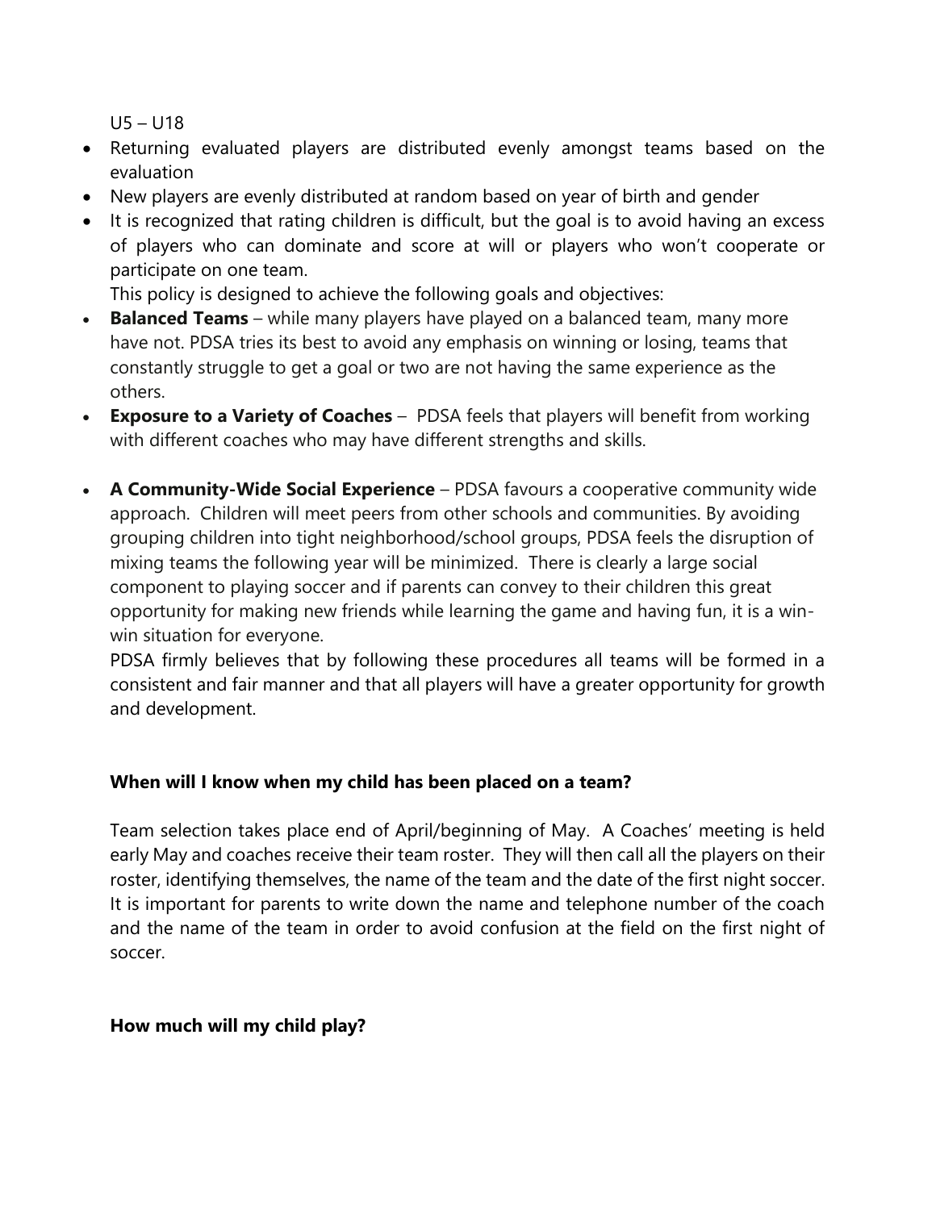U5 – U18

- Returning evaluated players are distributed evenly amongst teams based on the evaluation
- New players are evenly distributed at random based on year of birth and gender
- It is recognized that rating children is difficult, but the goal is to avoid having an excess of players who can dominate and score at will or players who won't cooperate or participate on one team.

  This policy is designed to achieve the following goals and objectives:

- **Balanced Teams** – while many players have played on a balanced team, many more have not. PDSA tries its best to avoid any emphasis on winning or losing, teams that constantly struggle to get a goal or two are not having the same experience as the others.
- **Exposure to a Variety of Coaches** – PDSA feels that players will benefit from working with different coaches who may have different strengths and skills.
- **A Community-Wide Social Experience** – PDSA favours a cooperative community wide approach. Children will meet peers from other schools and communities. By avoiding grouping children into tight neighborhood/school groups, PDSA feels the disruption of mixing teams the following year will be minimized. There is clearly a large social component to playing soccer and if parents can convey to their children this great opportunity for making new friends while learning the game and having fun, it is a win-win situation for everyone.

  PDSA firmly believes that by following these procedures all teams will be formed in a consistent and fair manner and that all players will have a greater opportunity for growth and development.

**When will I know when my child has been placed on a team?**

Team selection takes place end of April/beginning of May. A Coaches' meeting is held early May and coaches receive their team roster. They will then call all the players on their roster, identifying themselves, the name of the team and the date of the first night soccer. It is important for parents to write down the name and telephone number of the coach and the name of the team in order to avoid confusion at the field on the first night of soccer.

**How much will my child play?**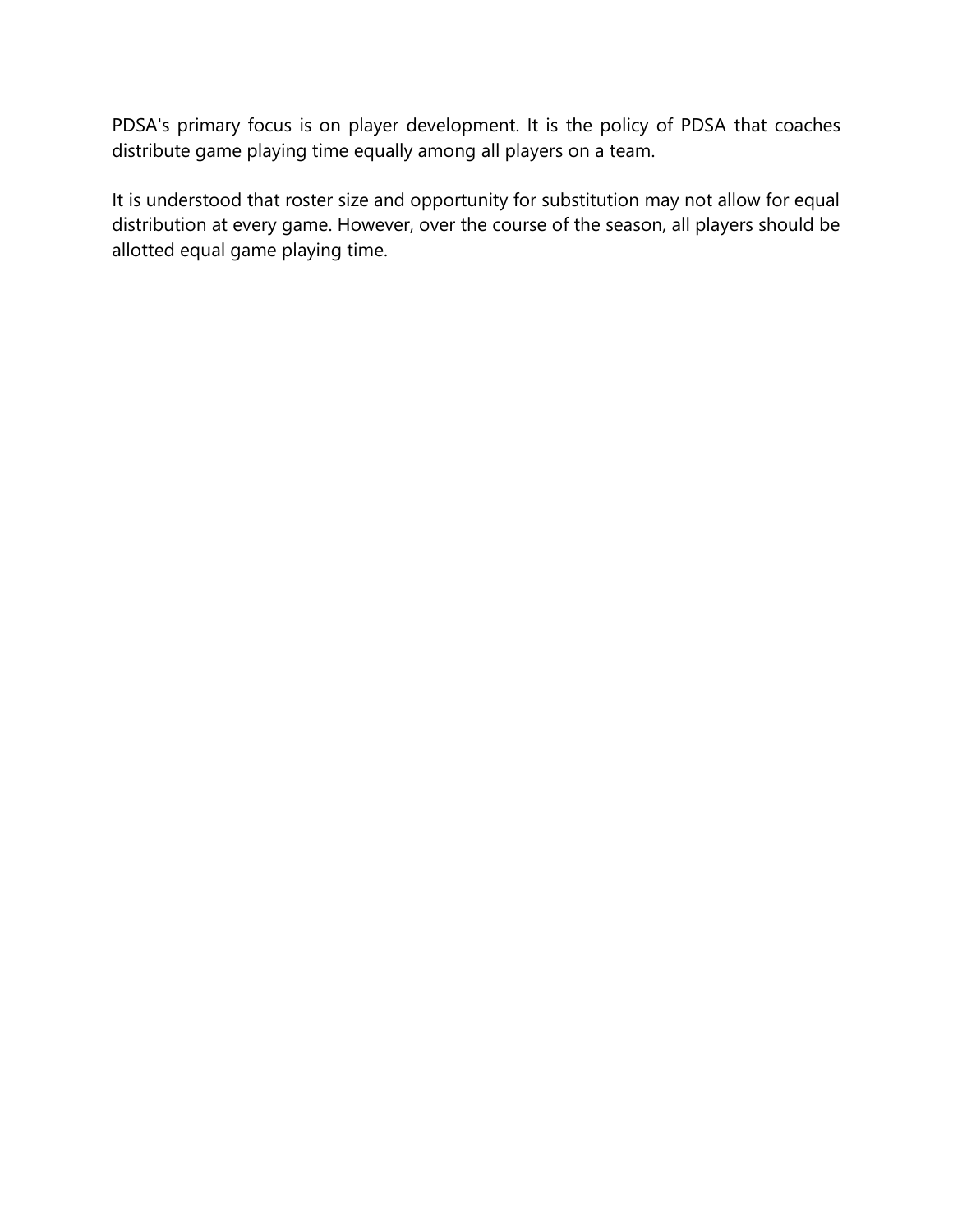PDSA's primary focus is on player development. It is the policy of PDSA that coaches distribute game playing time equally among all players on a team.

It is understood that roster size and opportunity for substitution may not allow for equal distribution at every game. However, over the course of the season, all players should be allotted equal game playing time.